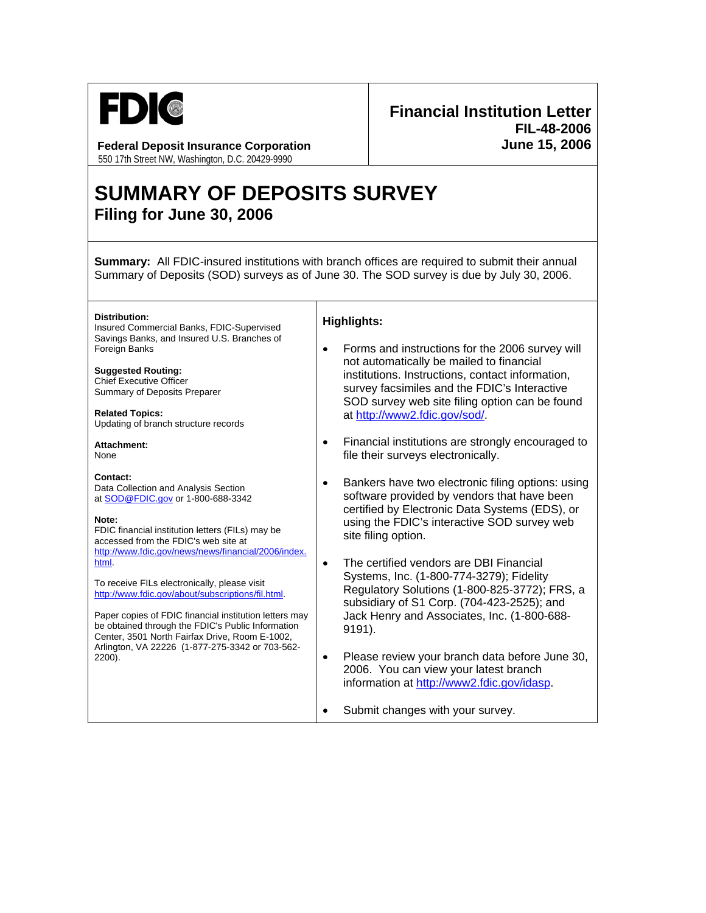FDIC

**Federal Deposit Insurance Corporation**
550 17th Street NW, Washington, D.C. 20429-9990

**Financial Institution Letter**
**FIL-48-2006**
**June 15, 2006**

# SUMMARY OF DEPOSITS SURVEY
## Filing for June 30, 2006

**Summary:** All FDIC-insured institutions with branch offices are required to submit their annual Summary of Deposits (SOD) surveys as of June 30. The SOD survey is due by July 30, 2006.

**Distribution:**
Insured Commercial Banks, FDIC-Supervised Savings Banks, and Insured U.S. Branches of Foreign Banks

**Suggested Routing:**
Chief Executive Officer
Summary of Deposits Preparer

**Related Topics:**
Updating of branch structure records

**Attachment:**
None

**Contact:**
Data Collection and Analysis Section at SOD@FDIC.gov or 1-800-688-3342

**Note:**
FDIC financial institution letters (FILs) may be accessed from the FDIC's web site at http://www.fdic.gov/news/news/financial/2006/index.html.

To receive FILs electronically, please visit http://www.fdic.gov/about/subscriptions/fil.html.

Paper copies of FDIC financial institution letters may be obtained through the FDIC's Public Information Center, 3501 North Fairfax Drive, Room E-1002, Arlington, VA 22226 (1-877-275-3342 or 703-562-2200).

**Highlights:**

- Forms and instructions for the 2006 survey will not automatically be mailed to financial institutions. Instructions, contact information, survey facsimiles and the FDIC's Interactive SOD survey web site filing option can be found at http://www2.fdic.gov/sod/.
- Financial institutions are strongly encouraged to file their surveys electronically.
- Bankers have two electronic filing options: using software provided by vendors that have been certified by Electronic Data Systems (EDS), or using the FDIC's interactive SOD survey web site filing option.
- The certified vendors are DBI Financial Systems, Inc. (1-800-774-3279); Fidelity Regulatory Solutions (1-800-825-3772); FRS, a subsidiary of S1 Corp. (704-423-2525); and Jack Henry and Associates, Inc. (1-800-688-9191).
- Please review your branch data before June 30, 2006. You can view your latest branch information at http://www2.fdic.gov/idasp.
- Submit changes with your survey.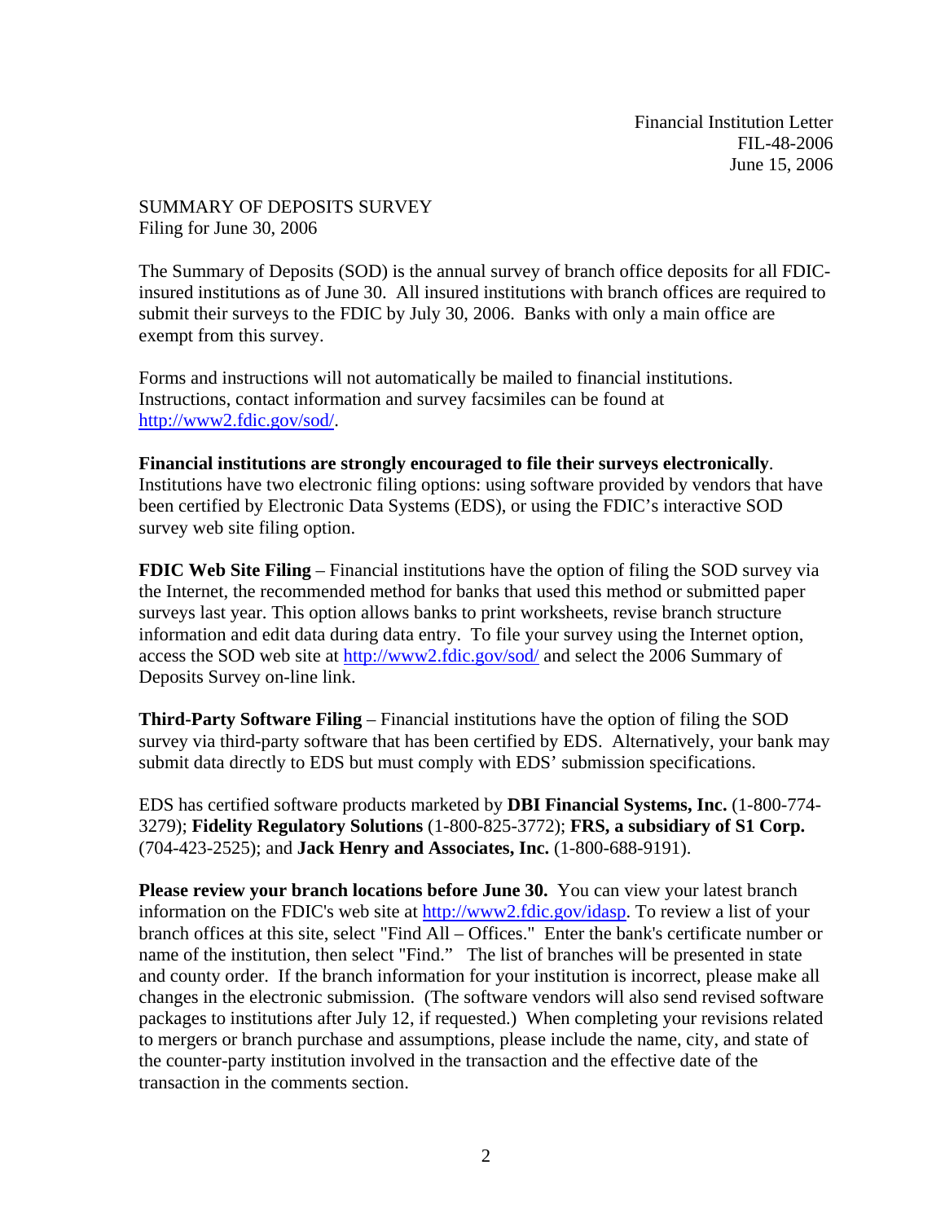Financial Institution Letter
FIL-48-2006
June 15, 2006

SUMMARY OF DEPOSITS SURVEY
Filing for June 30, 2006

The Summary of Deposits (SOD) is the annual survey of branch office deposits for all FDIC-insured institutions as of June 30. All insured institutions with branch offices are required to submit their surveys to the FDIC by July 30, 2006. Banks with only a main office are exempt from this survey.

Forms and instructions will not automatically be mailed to financial institutions. Instructions, contact information and survey facsimiles can be found at http://www2.fdic.gov/sod/.

**Financial institutions are strongly encouraged to file their surveys electronically**. Institutions have two electronic filing options: using software provided by vendors that have been certified by Electronic Data Systems (EDS), or using the FDIC's interactive SOD survey web site filing option.

**FDIC Web Site Filing** – Financial institutions have the option of filing the SOD survey via the Internet, the recommended method for banks that used this method or submitted paper surveys last year. This option allows banks to print worksheets, revise branch structure information and edit data during data entry. To file your survey using the Internet option, access the SOD web site at http://www2.fdic.gov/sod/ and select the 2006 Summary of Deposits Survey on-line link.

**Third-Party Software Filing** – Financial institutions have the option of filing the SOD survey via third-party software that has been certified by EDS. Alternatively, your bank may submit data directly to EDS but must comply with EDS' submission specifications.

EDS has certified software products marketed by **DBI Financial Systems, Inc.** (1-800-774-3279); **Fidelity Regulatory Solutions** (1-800-825-3772); **FRS, a subsidiary of S1 Corp.** (704-423-2525); and **Jack Henry and Associates, Inc.** (1-800-688-9191).

**Please review your branch locations before June 30.** You can view your latest branch information on the FDIC's web site at http://www2.fdic.gov/idasp. To review a list of your branch offices at this site, select "Find All – Offices." Enter the bank's certificate number or name of the institution, then select "Find." The list of branches will be presented in state and county order. If the branch information for your institution is incorrect, please make all changes in the electronic submission. (The software vendors will also send revised software packages to institutions after July 12, if requested.) When completing your revisions related to mergers or branch purchase and assumptions, please include the name, city, and state of the counter-party institution involved in the transaction and the effective date of the transaction in the comments section.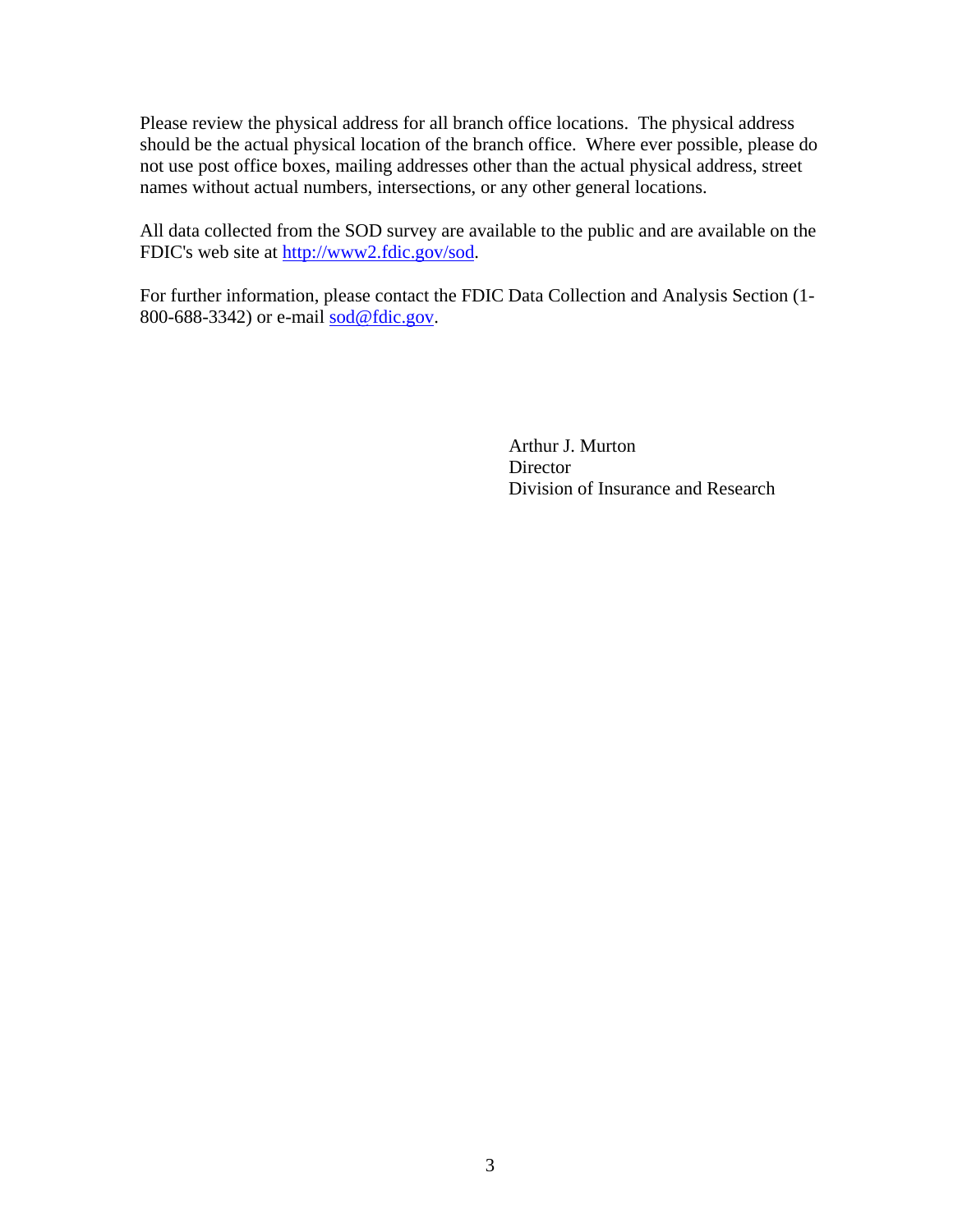Please review the physical address for all branch office locations. The physical address should be the actual physical location of the branch office. Where ever possible, please do not use post office boxes, mailing addresses other than the actual physical address, street names without actual numbers, intersections, or any other general locations.

All data collected from the SOD survey are available to the public and are available on the FDIC's web site at http://www2.fdic.gov/sod.

For further information, please contact the FDIC Data Collection and Analysis Section (1-800-688-3342) or e-mail sod@fdic.gov.

Arthur J. Murton
Director
Division of Insurance and Research